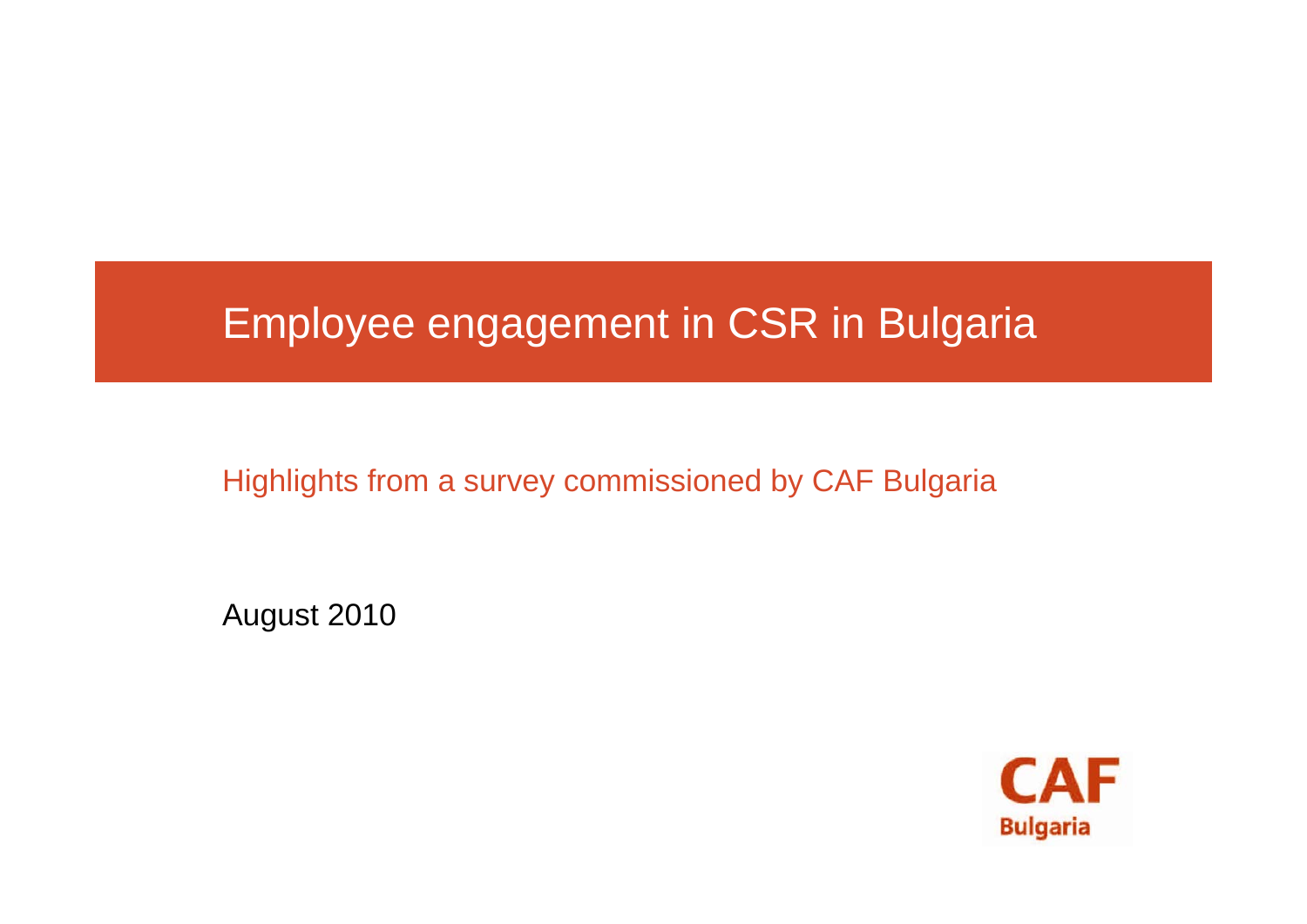# Employee engagement in CSR in Bulgaria

Highlights from a survey commissioned by CAF Bulgaria

August 2010

CAF
Bulgaria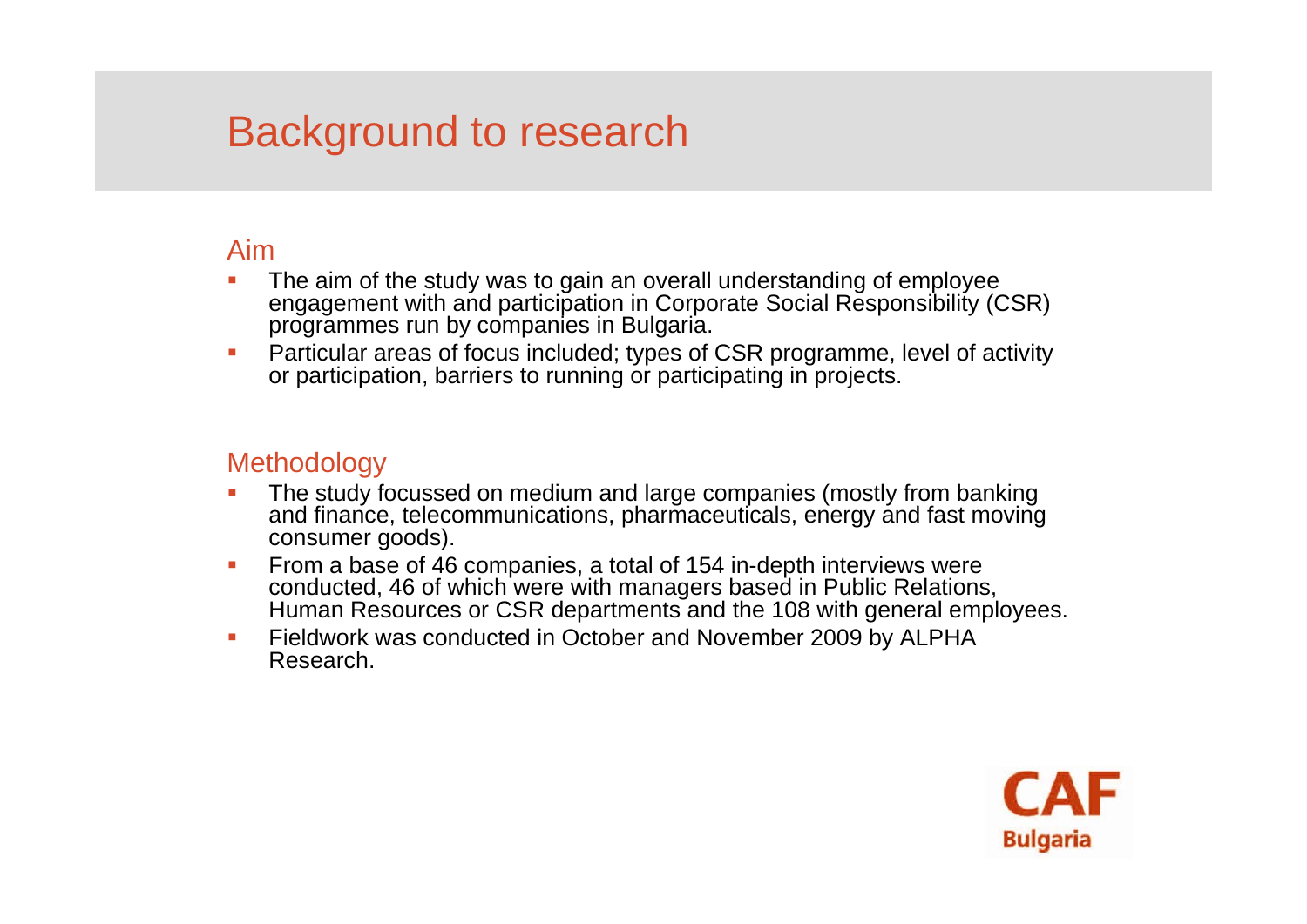# Background to research

## Aim

- The aim of the study was to gain an overall understanding of employee engagement with and participation in Corporate Social Responsibility (CSR) programmes run by companies in Bulgaria.
- Particular areas of focus included; types of CSR programme, level of activity or participation, barriers to running or participating in projects.

## Methodology

- The study focussed on medium and large companies (mostly from banking and finance, telecommunications, pharmaceuticals, energy and fast moving consumer goods).
- From a base of 46 companies, a total of 154 in-depth interviews were conducted, 46 of which were with managers based in Public Relations, Human Resources or CSR departments and the 108 with general employees.
- Fieldwork was conducted in October and November 2009 by ALPHA Research.

CAF Bulgaria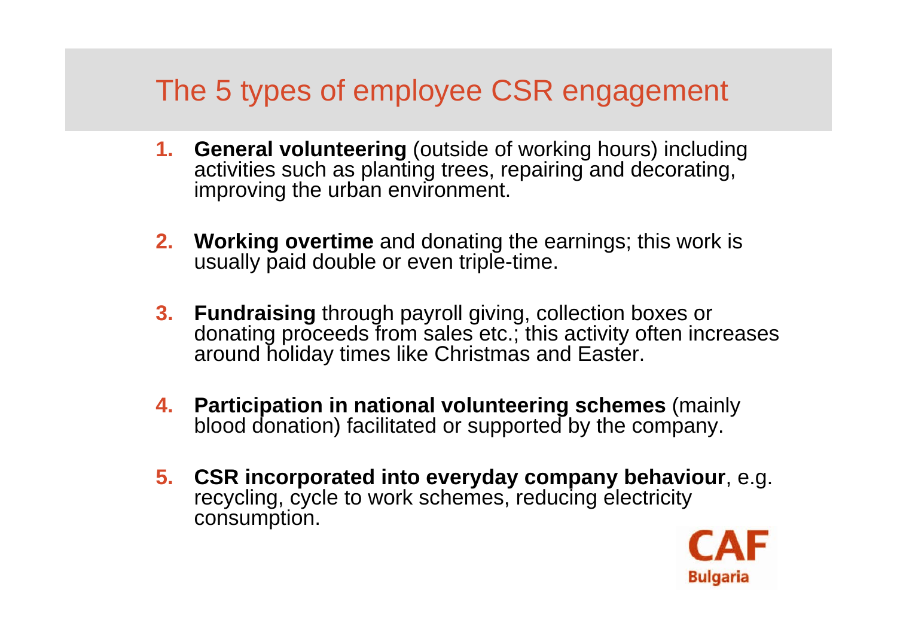# The 5 types of employee CSR engagement

1. **General volunteering** (outside of working hours) including activities such as planting trees, repairing and decorating, improving the urban environment.

2. **Working overtime** and donating the earnings; this work is usually paid double or even triple-time.

3. **Fundraising** through payroll giving, collection boxes or donating proceeds from sales etc.; this activity often increases around holiday times like Christmas and Easter.

4. **Participation in national volunteering schemes** (mainly blood donation) facilitated or supported by the company.

5. **CSR incorporated into everyday company behaviour**, e.g. recycling, cycle to work schemes, reducing electricity consumption.

CAF Bulgaria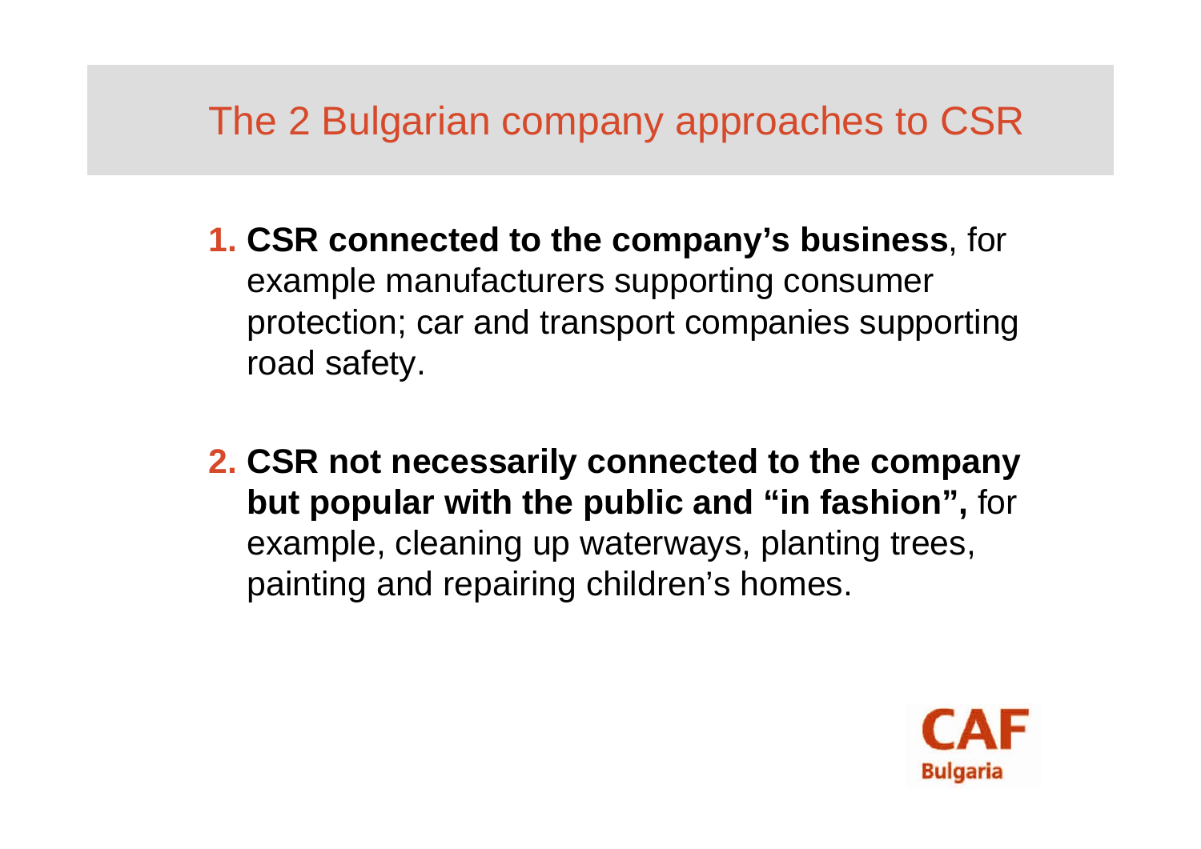# The 2 Bulgarian company approaches to CSR

1. **CSR connected to the company's business**, for example manufacturers supporting consumer protection; car and transport companies supporting road safety.

2. **CSR not necessarily connected to the company but popular with the public and "in fashion",** for example, cleaning up waterways, planting trees, painting and repairing children's homes.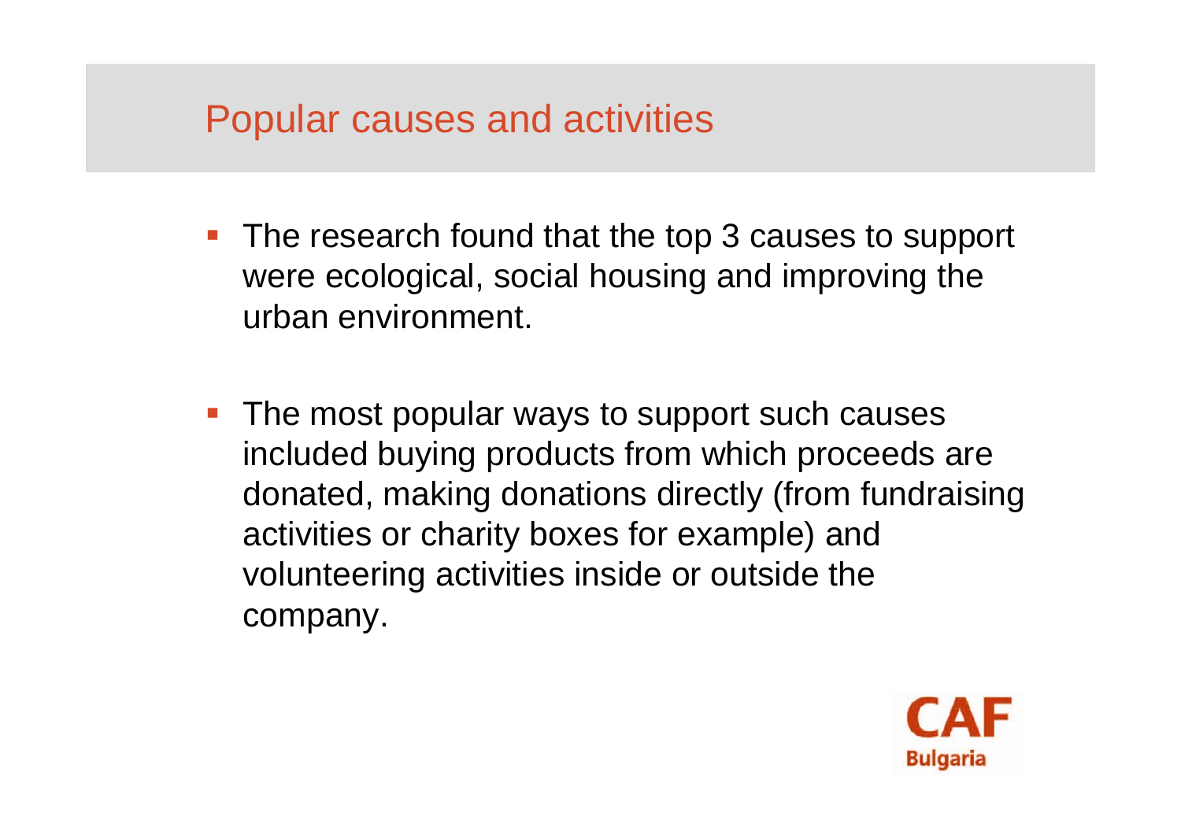## Popular causes and activities

- The research found that the top 3 causes to support were ecological, social housing and improving the urban environment.

- The most popular ways to support such causes included buying products from which proceeds are donated, making donations directly (from fundraising activities or charity boxes for example) and volunteering activities inside or outside the company.

CAF Bulgaria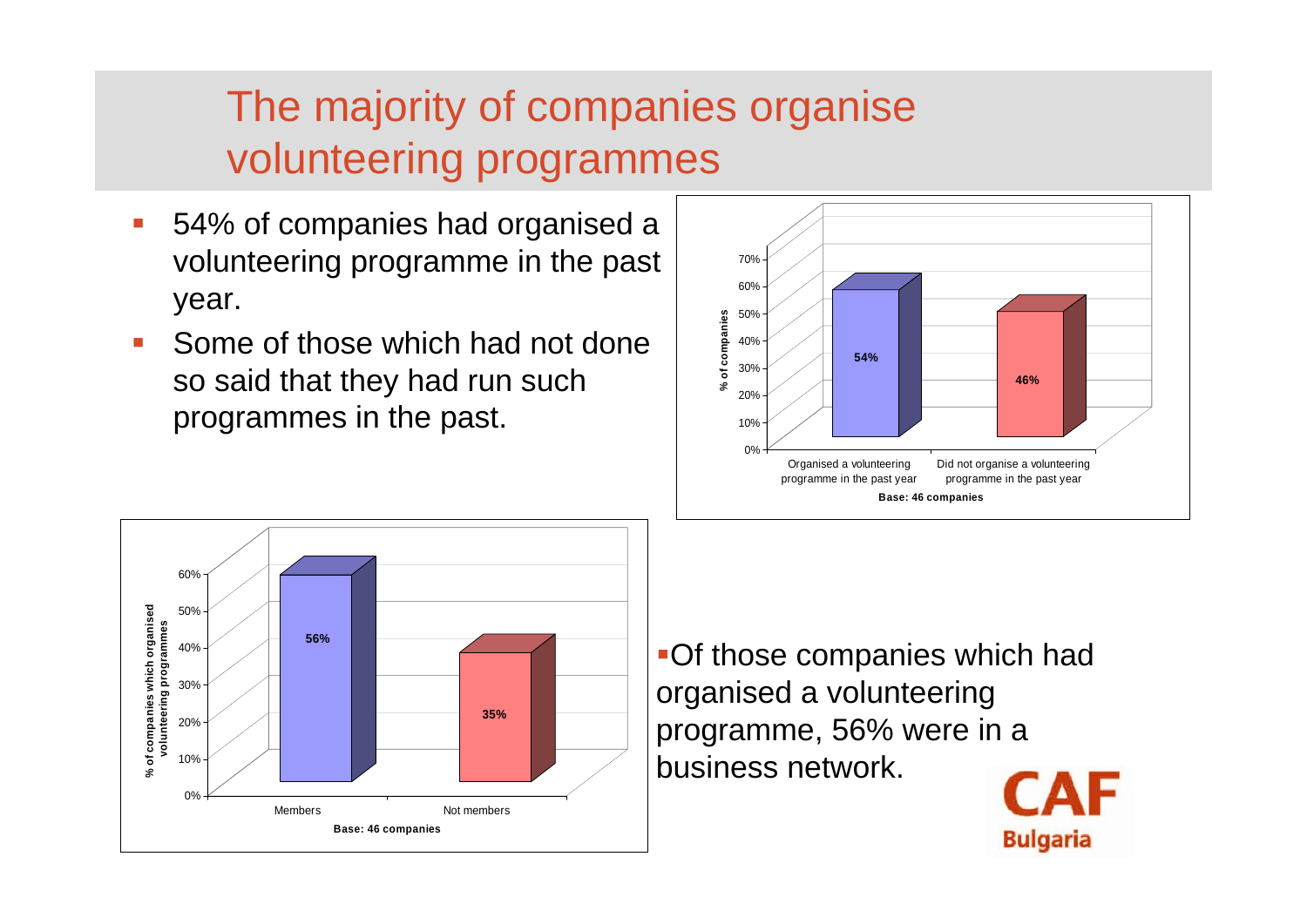# The majority of companies organise volunteering programmes

- 54% of companies had organised a volunteering programme in the past year.
- Some of those which had not done so said that they had run such programmes in the past.

| | % of companies |
|---|---|
| Organised a volunteering programme in the past year | 54% |
| Did not organise a volunteering programme in the past year | 46% |

Base: 46 companies

| | % of companies which organised volunteering programmes |
|---|---|
| Members | 56% |
| Not members | 35% |

Base: 46 companies

- Of those companies which had organised a volunteering programme, 56% were in a business network.

CAF Bulgaria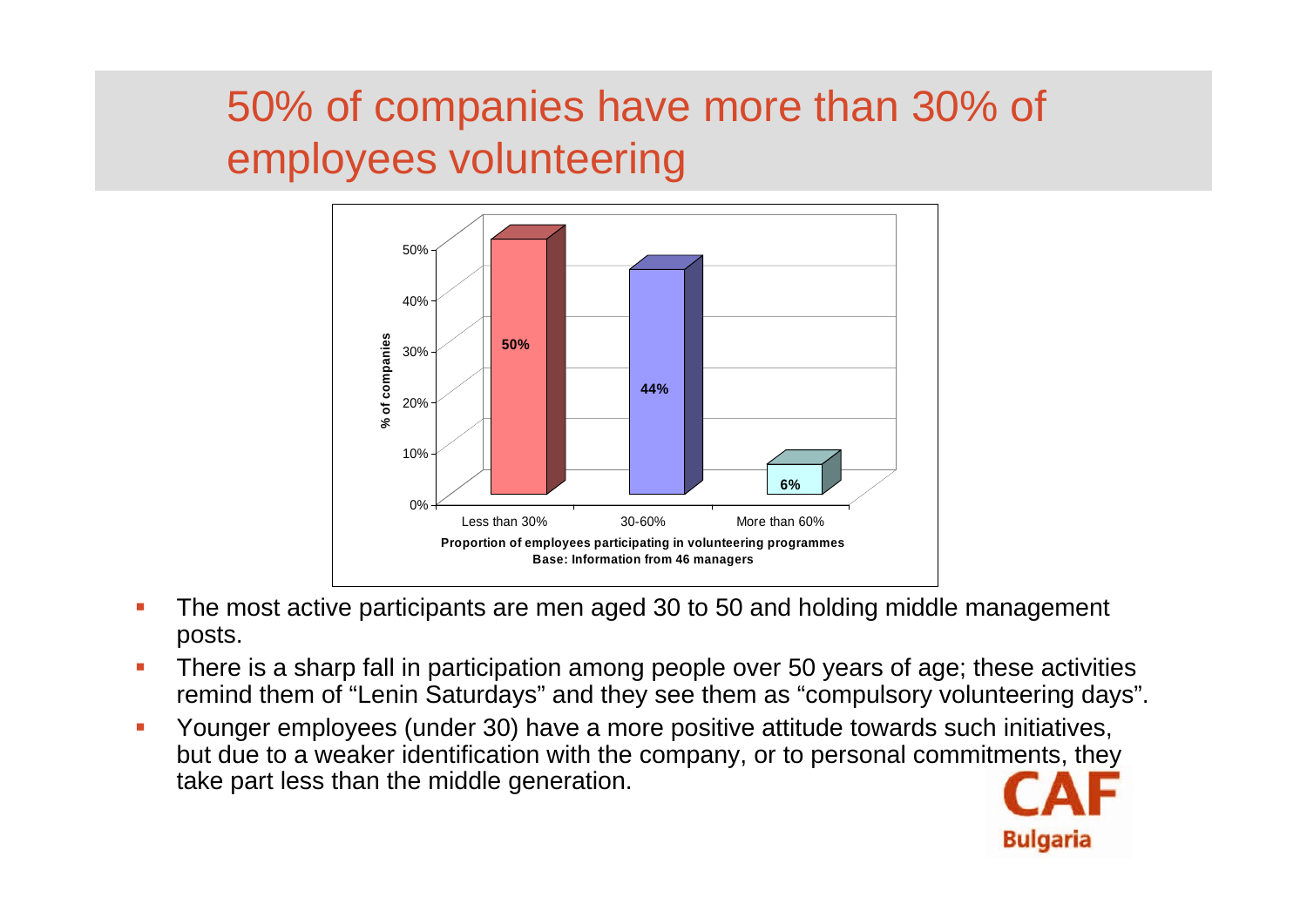# 50% of companies have more than 30% of employees volunteering

| Proportion of employees participating in volunteering programmes | % of companies |
|---|---|
| Less than 30% | 50% |
| 30-60% | 44% |
| More than 60% | 6% |

Base: Information from 46 managers

- The most active participants are men aged 30 to 50 and holding middle management posts.
- There is a sharp fall in participation among people over 50 years of age; these activities remind them of "Lenin Saturdays" and they see them as "compulsory volunteering days".
- Younger employees (under 30) have a more positive attitude towards such initiatives, but due to a weaker identification with the company, or to personal commitments, they take part less than the middle generation.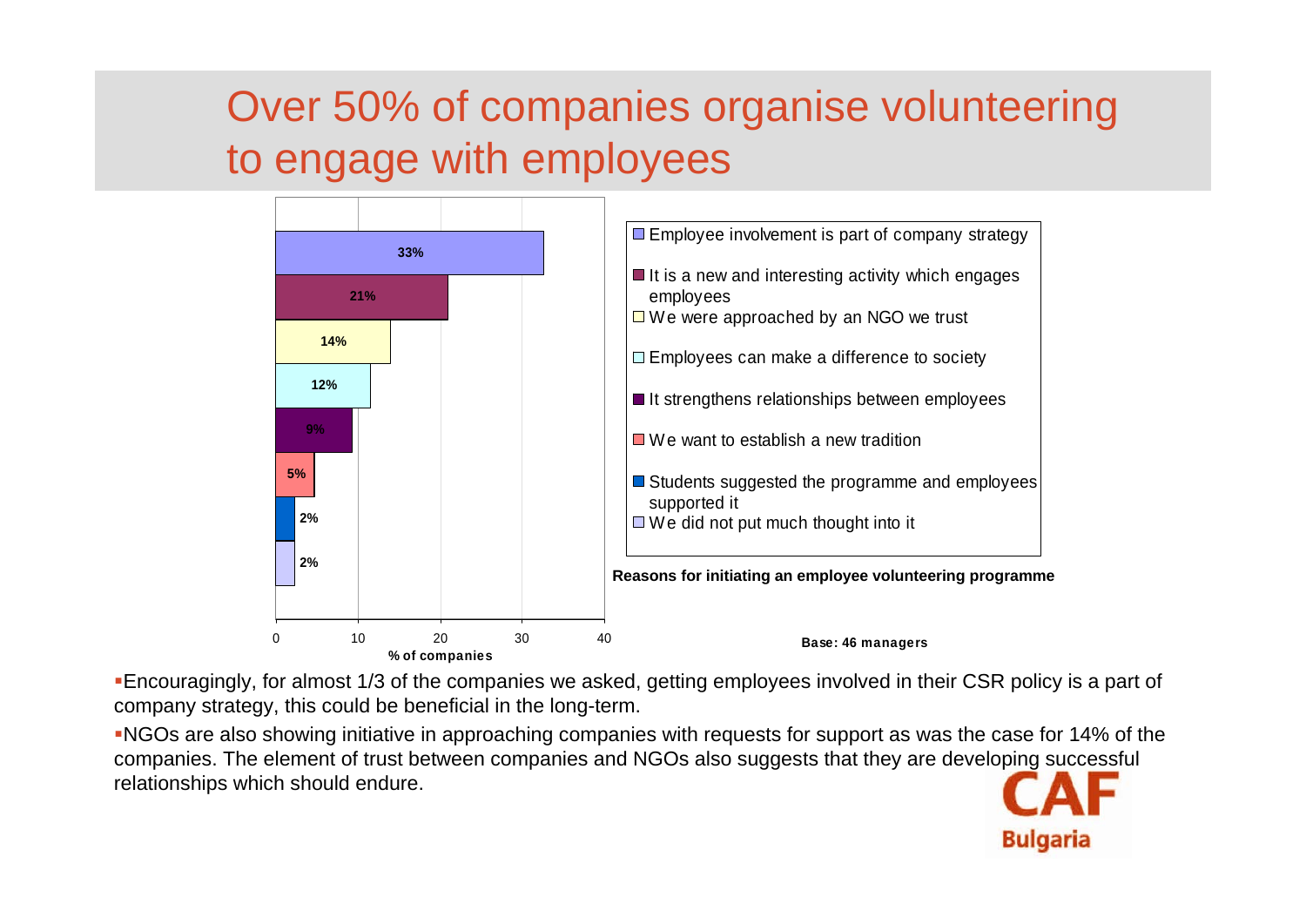# Over 50% of companies organise volunteering to engage with employees

**Reasons for initiating an employee volunteering programme**

| Reason | % of companies |
| --- | --- |
| Employee involvement is part of company strategy | 33% |
| It is a new and interesting activity which engages employees | 21% |
| We were approached by an NGO we trust | 14% |
| Employees can make a difference to society | 12% |
| It strengthens relationships between employees | 9% |
| We want to establish a new tradition | 5% |
| Students suggested the programme and employees supported it | 2% |
| We did not put much thought into it | 2% |

Base: 46 managers

- Encouragingly, for almost 1/3 of the companies we asked, getting employees involved in their CSR policy is a part of company strategy, this could be beneficial in the long-term.
- NGOs are also showing initiative in approaching companies with requests for support as was the case for 14% of the companies. The element of trust between companies and NGOs also suggests that they are developing successful relationships which should endure.

CAF Bulgaria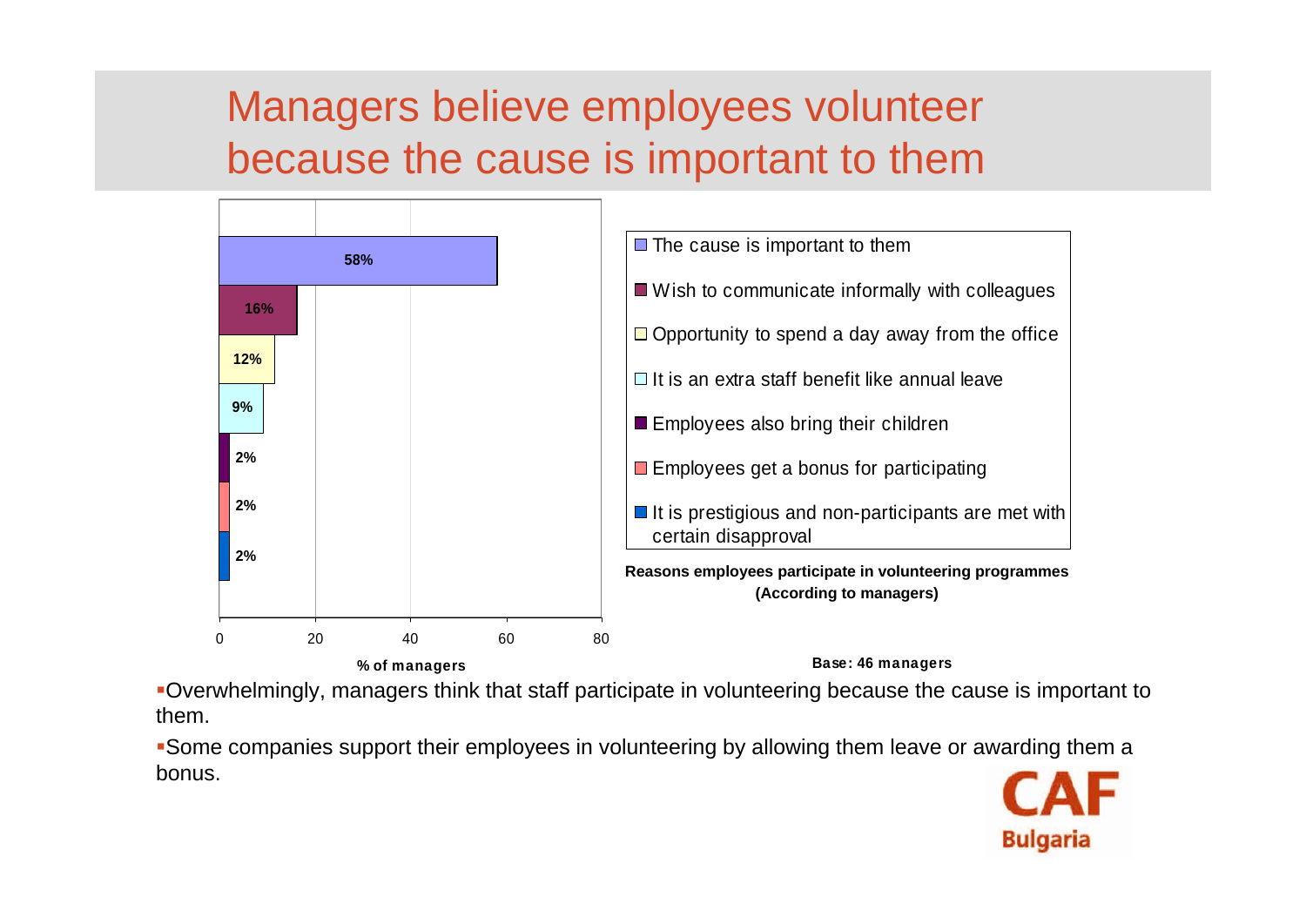# Managers believe employees volunteer because the cause is important to them

| Reason | % of managers |
|---|---|
| The cause is important to them | 58% |
| Wish to communicate informally with colleagues | 16% |
| Opportunity to spend a day away from the office | 12% |
| It is an extra staff benefit like annual leave | 9% |
| Employees also bring their children | 2% |
| Employees get a bonus for participating | 2% |
| It is prestigious and non-participants are met with certain disapproval | 2% |

**Reasons employees participate in volunteering programmes (According to managers)**

**% of managers**

**Base: 46 managers**

- Overwhelmingly, managers think that staff participate in volunteering because the cause is important to them.
- Some companies support their employees in volunteering by allowing them leave or awarding them a bonus.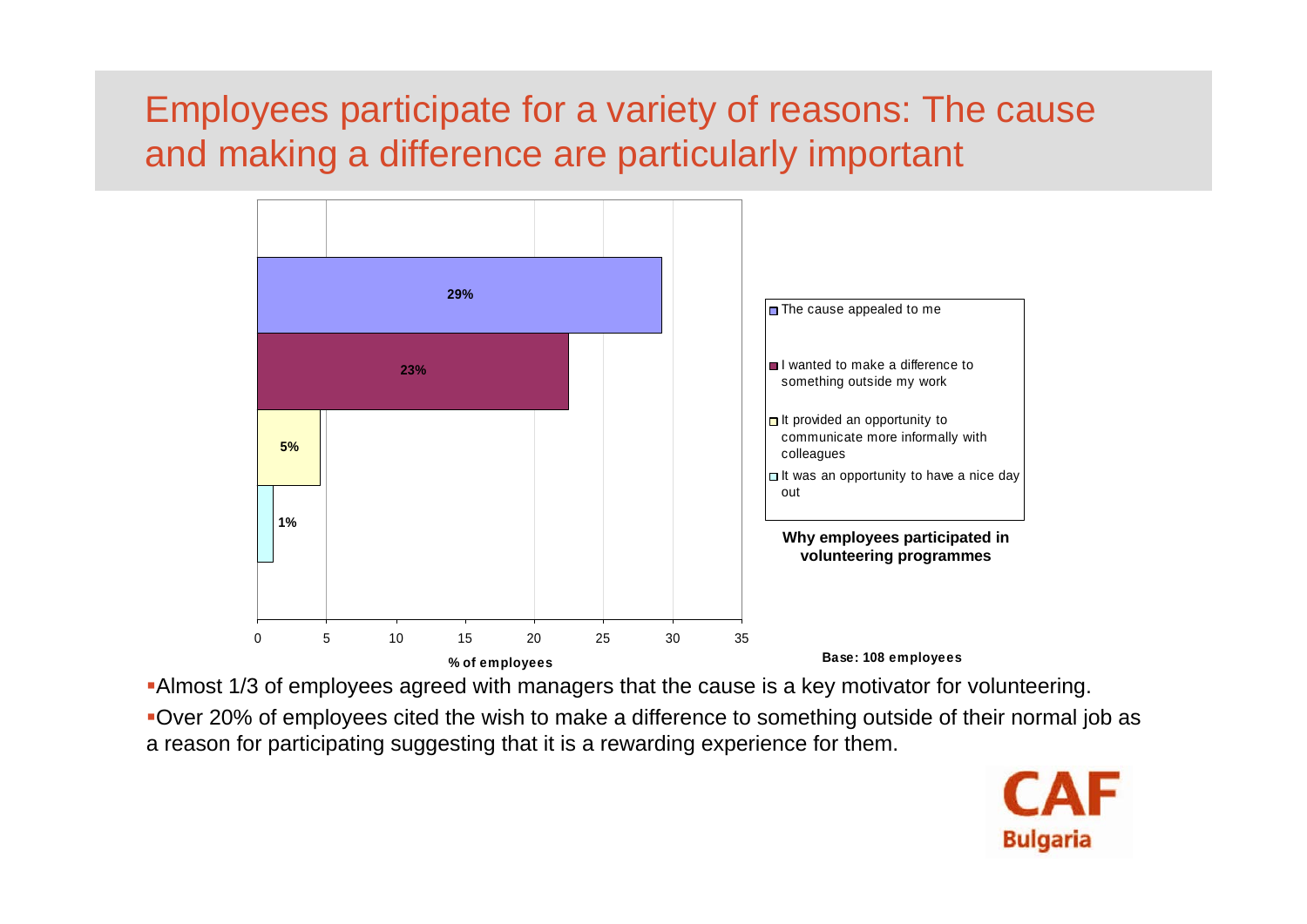# Employees participate for a variety of reasons: The cause and making a difference are particularly important

**Why employees participated in volunteering programmes**

| Reason | % of employees |
|---|---|
| The cause appealed to me | 29% |
| I wanted to make a difference to something outside my work | 23% |
| It provided an opportunity to communicate more informally with colleagues | 5% |
| It was an opportunity to have a nice day out | 1% |

**Base: 108 employees**

- Almost 1/3 of employees agreed with managers that the cause is a key motivator for volunteering.
- Over 20% of employees cited the wish to make a difference to something outside of their normal job as a reason for participating suggesting that it is a rewarding experience for them.

CAF Bulgaria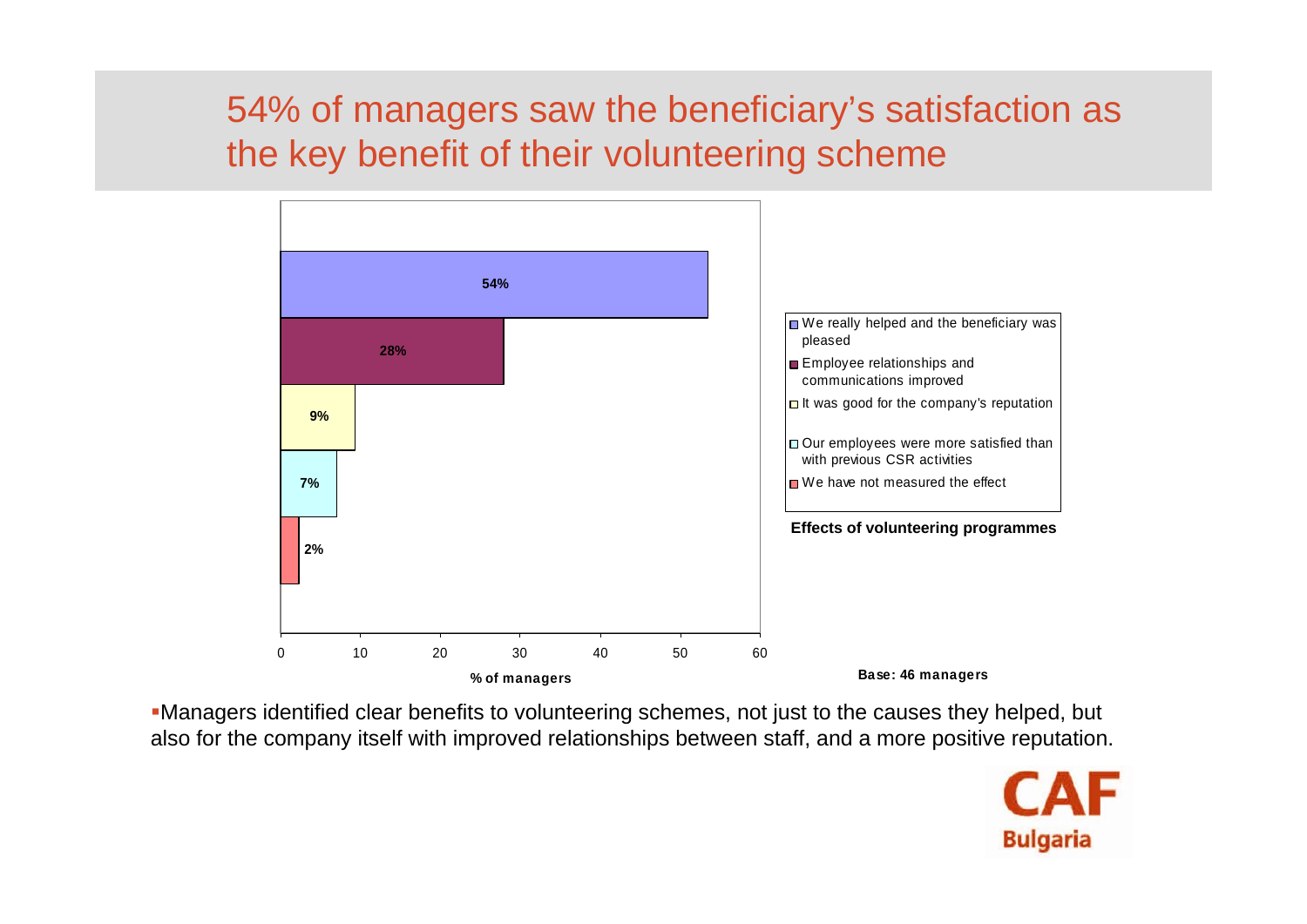# 54% of managers saw the beneficiary's satisfaction as the key benefit of their volunteering scheme

**Effects of volunteering programmes**

| Effect | % of managers |
|---|---|
| We really helped and the beneficiary was pleased | 54% |
| Employee relationships and communications improved | 28% |
| It was good for the company's reputation | 9% |
| Our employees were more satisfied than with previous CSR activities | 7% |
| We have not measured the effect | 2% |

Base: 46 managers

- Managers identified clear benefits to volunteering schemes, not just to the causes they helped, but also for the company itself with improved relationships between staff, and a more positive reputation.

CAF Bulgaria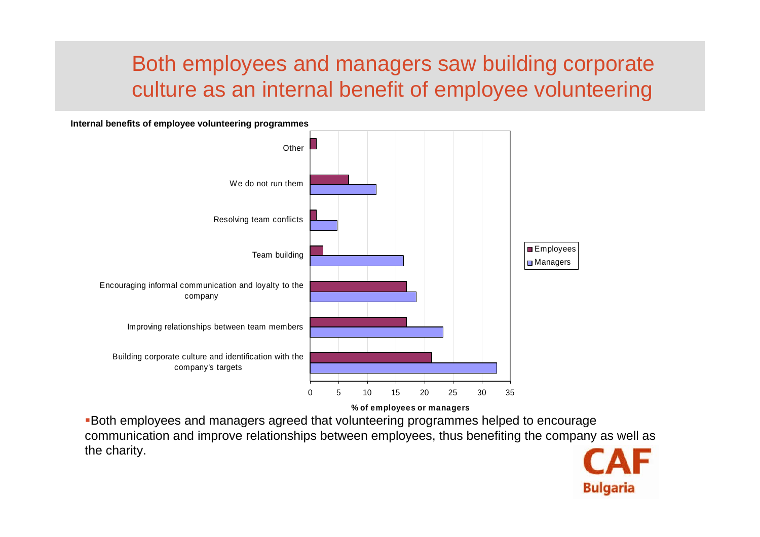# Both employees and managers saw building corporate culture as an internal benefit of employee volunteering

**Internal benefits of employee volunteering programmes**

| | Employees | Managers |
|---|---|---|
| Other | 1 | |
| We do not run them | 6.7 | 11.5 |
| Resolving team conflicts | 1 | 4.7 |
| Team building | 2.2 | 16.3 |
| Encouraging informal communication and loyalty to the company | 16.8 | 18.5 |
| Improving relationships between team members | 16.8 | 23.2 |
| Building corporate culture and identification with the company's targets | 21.2 | 32.6 |

**% of employees or managers**

- Both employees and managers agreed that volunteering programmes helped to encourage communication and improve relationships between employees, thus benefiting the company as well as the charity.

CAF Bulgaria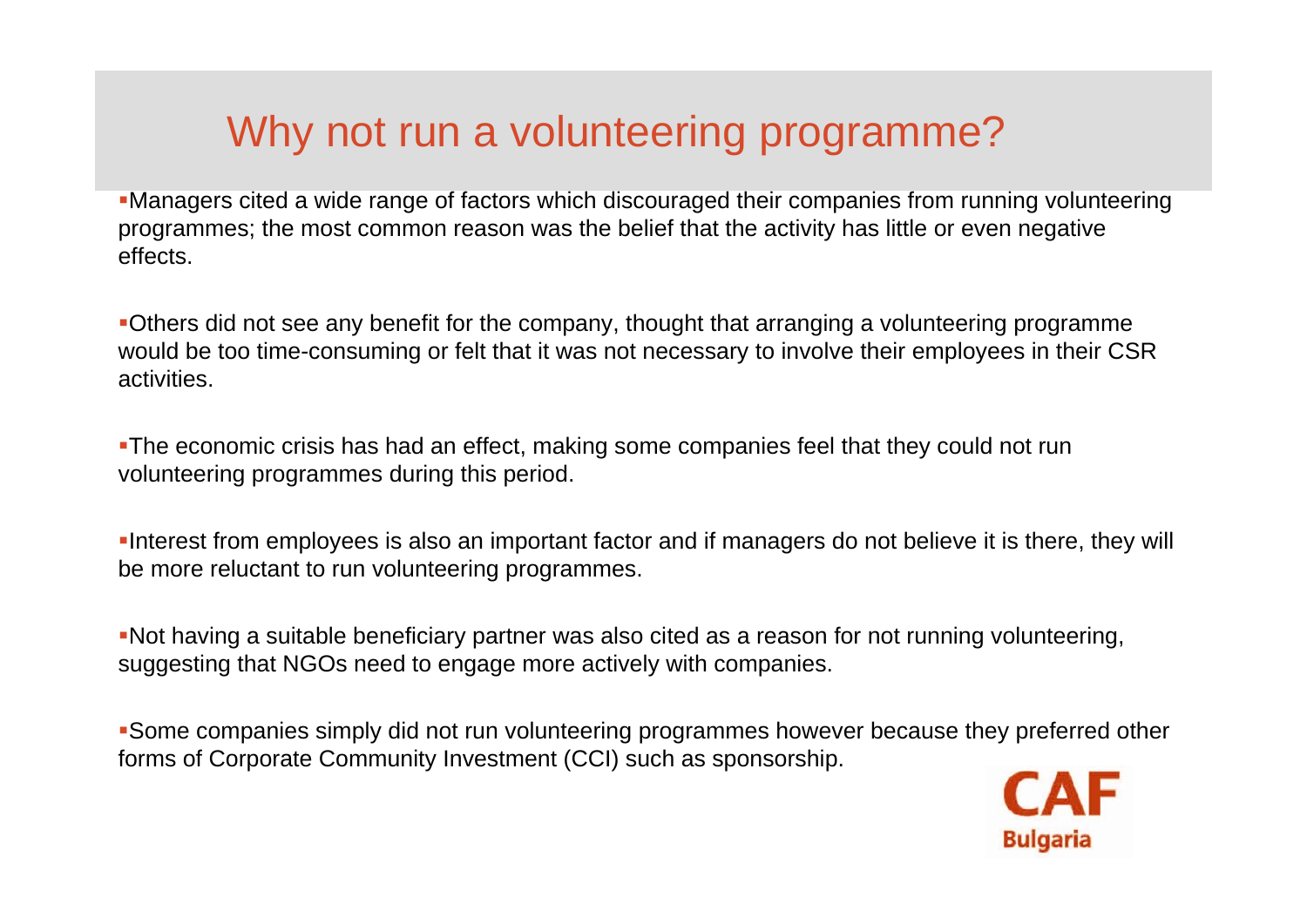# Why not run a volunteering programme?

- Managers cited a wide range of factors which discouraged their companies from running volunteering programmes; the most common reason was the belief that the activity has little or even negative effects.

- Others did not see any benefit for the company, thought that arranging a volunteering programme would be too time-consuming or felt that it was not necessary to involve their employees in their CSR activities.

- The economic crisis has had an effect, making some companies feel that they could not run volunteering programmes during this period.

- Interest from employees is also an important factor and if managers do not believe it is there, they will be more reluctant to run volunteering programmes.

- Not having a suitable beneficiary partner was also cited as a reason for not running volunteering, suggesting that NGOs need to engage more actively with companies.

- Some companies simply did not run volunteering programmes however because they preferred other forms of Corporate Community Investment (CCI) such as sponsorship.

CAF Bulgaria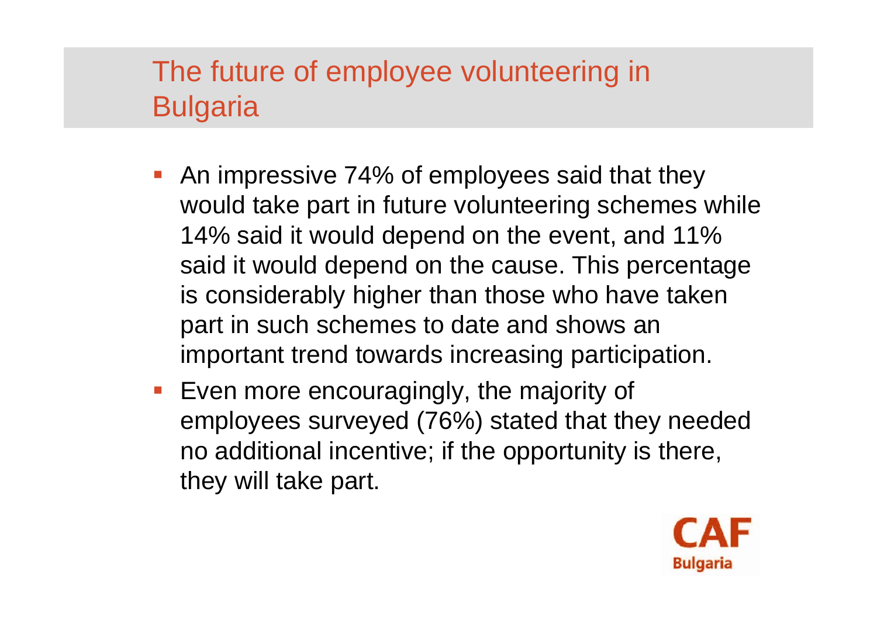# The future of employee volunteering in Bulgaria

- An impressive 74% of employees said that they would take part in future volunteering schemes while 14% said it would depend on the event, and 11% said it would depend on the cause. This percentage is considerably higher than those who have taken part in such schemes to date and shows an important trend towards increasing participation.
- Even more encouragingly, the majority of employees surveyed (76%) stated that they needed no additional incentive; if the opportunity is there, they will take part.

CAF Bulgaria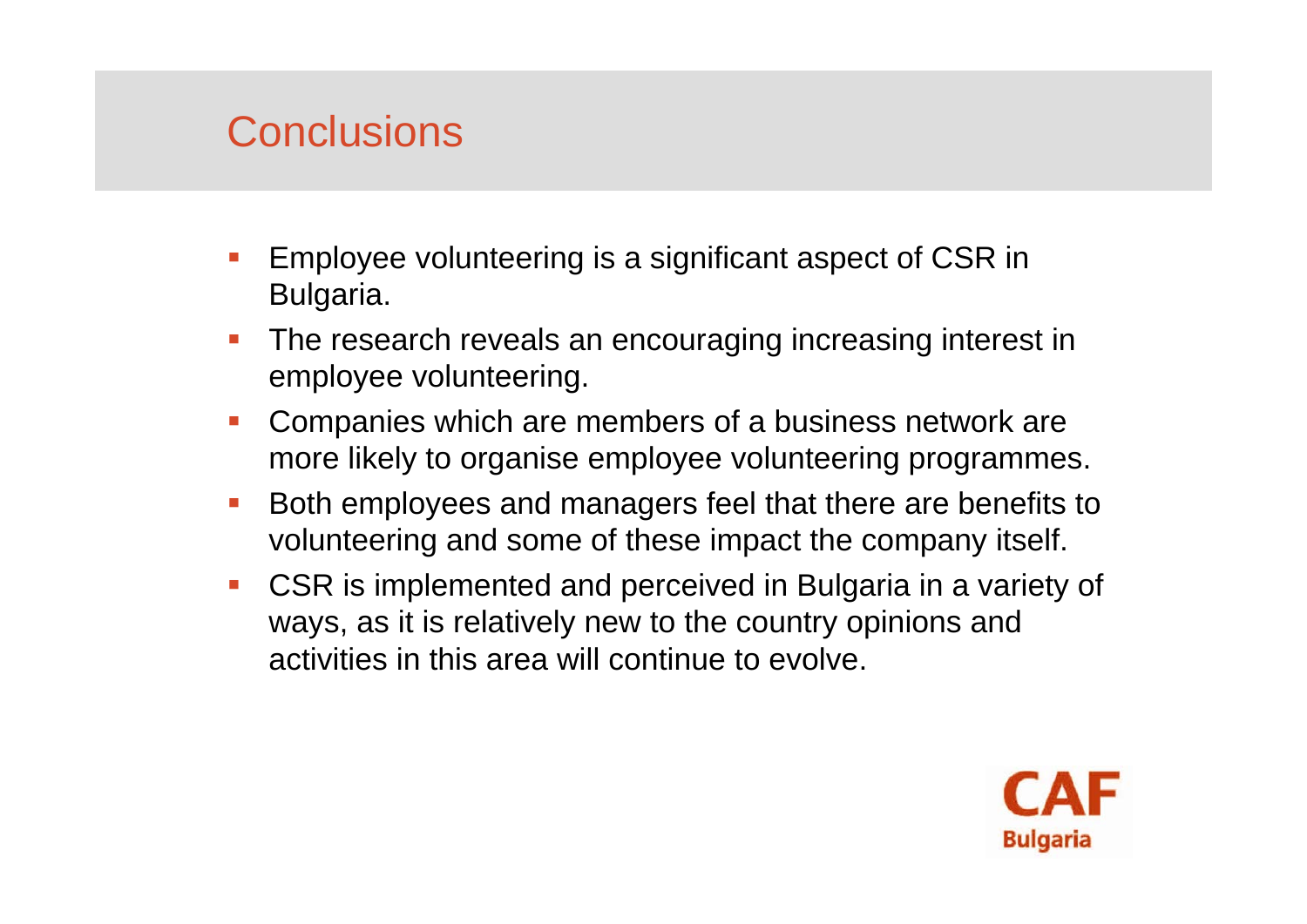# Conclusions

- Employee volunteering is a significant aspect of CSR in Bulgaria.
- The research reveals an encouraging increasing interest in employee volunteering.
- Companies which are members of a business network are more likely to organise employee volunteering programmes.
- Both employees and managers feel that there are benefits to volunteering and some of these impact the company itself.
- CSR is implemented and perceived in Bulgaria in a variety of ways, as it is relatively new to the country opinions and activities in this area will continue to evolve.

CAF Bulgaria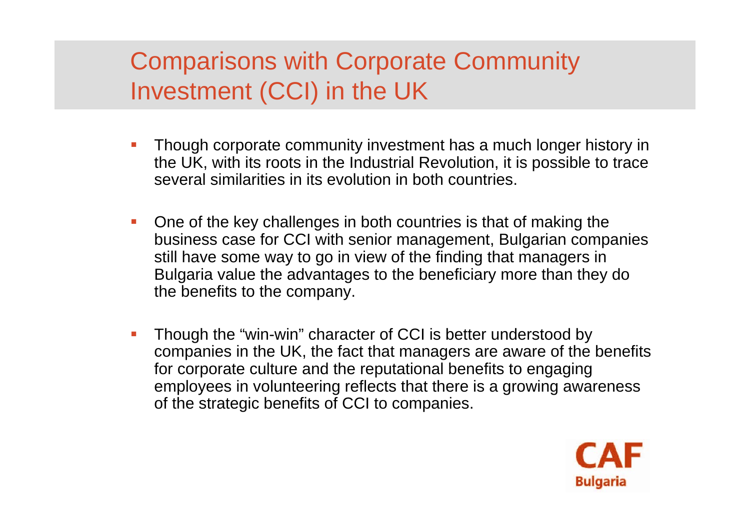# Comparisons with Corporate Community Investment (CCI) in the UK

- Though corporate community investment has a much longer history in the UK, with its roots in the Industrial Revolution, it is possible to trace several similarities in its evolution in both countries.
- One of the key challenges in both countries is that of making the business case for CCI with senior management, Bulgarian companies still have some way to go in view of the finding that managers in Bulgaria value the advantages to the beneficiary more than they do the benefits to the company.
- Though the "win-win" character of CCI is better understood by companies in the UK, the fact that managers are aware of the benefits for corporate culture and the reputational benefits to engaging employees in volunteering reflects that there is a growing awareness of the strategic benefits of CCI to companies.

CAF Bulgaria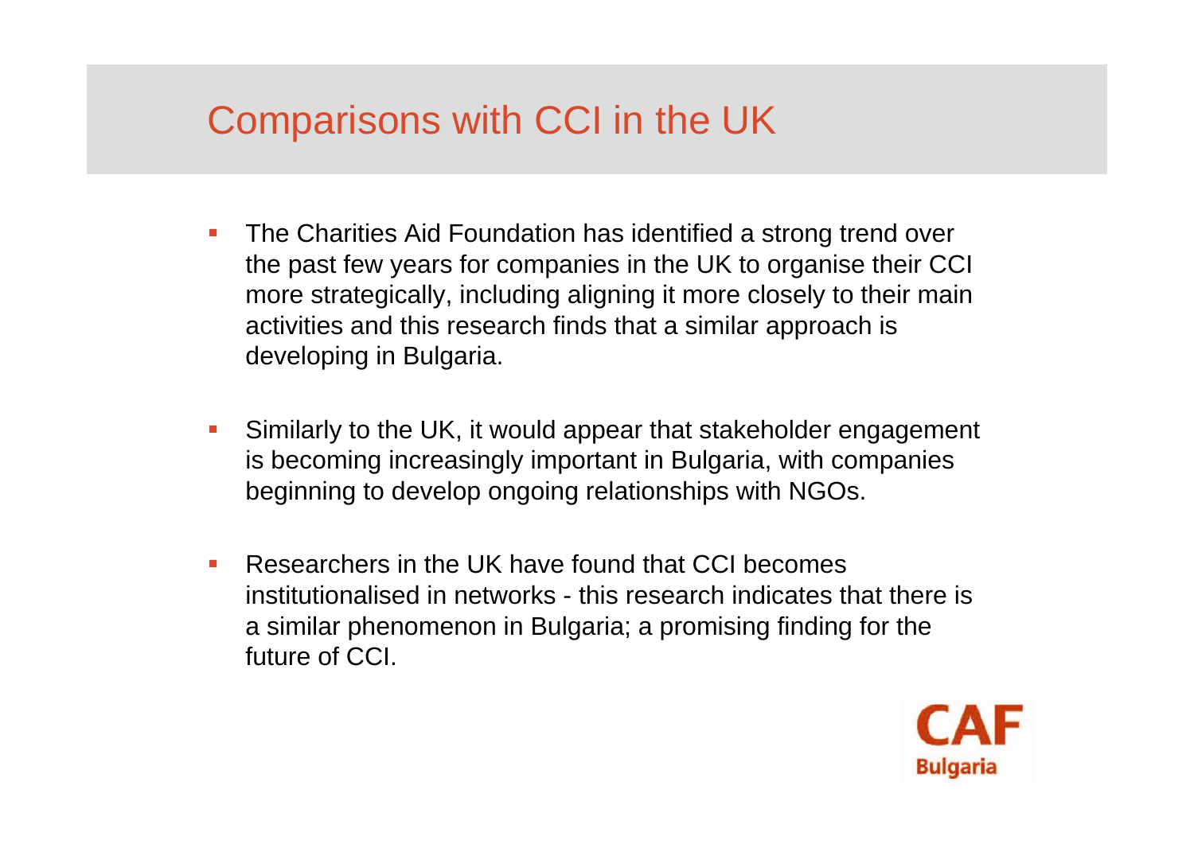# Comparisons with CCI in the UK

- The Charities Aid Foundation has identified a strong trend over the past few years for companies in the UK to organise their CCI more strategically, including aligning it more closely to their main activities and this research finds that a similar approach is developing in Bulgaria.
- Similarly to the UK, it would appear that stakeholder engagement is becoming increasingly important in Bulgaria, with companies beginning to develop ongoing relationships with NGOs.
- Researchers in the UK have found that CCI becomes institutionalised in networks - this research indicates that there is a similar phenomenon in Bulgaria; a promising finding for the future of CCI.

CAF
Bulgaria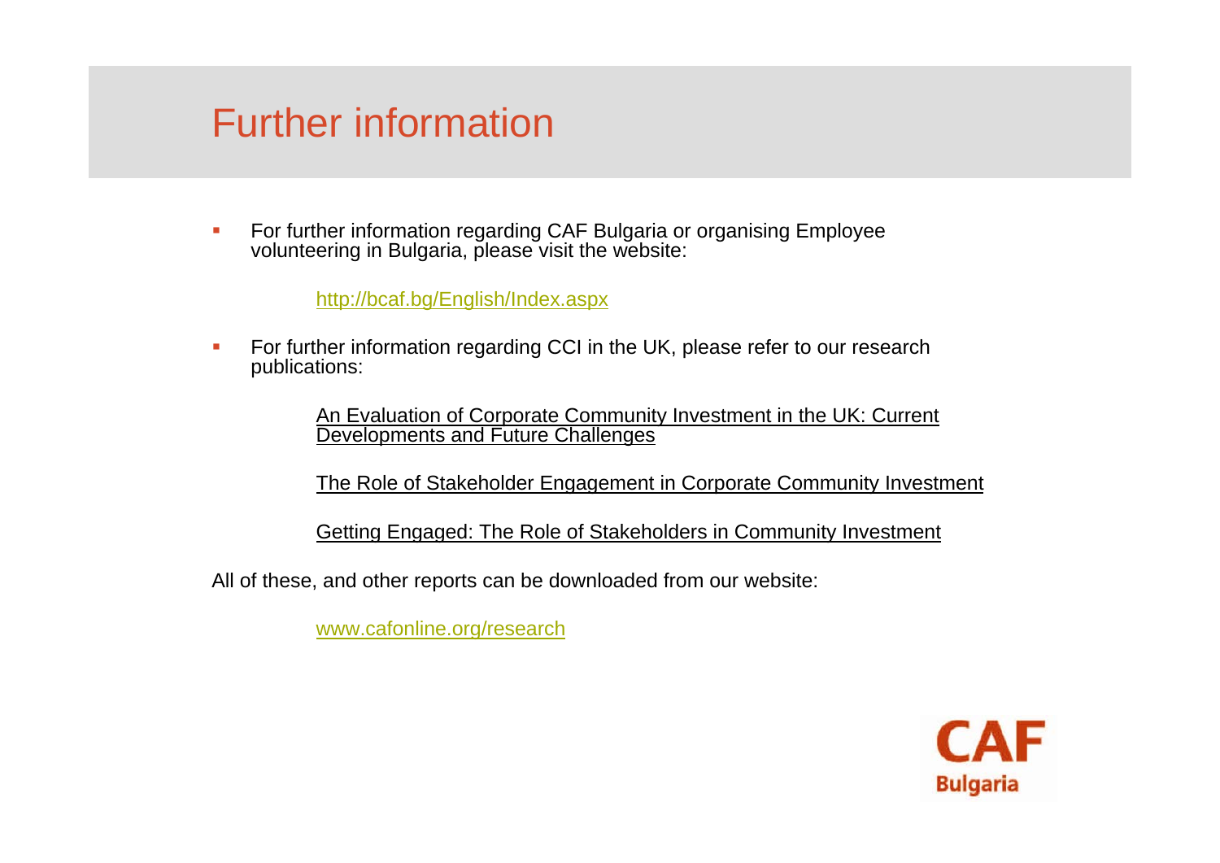# Further information

- For further information regarding CAF Bulgaria or organising Employee volunteering in Bulgaria, please visit the website:

  http://bcaf.bg/English/Index.aspx

- For further information regarding CCI in the UK, please refer to our research publications:

  An Evaluation of Corporate Community Investment in the UK: Current Developments and Future Challenges

  The Role of Stakeholder Engagement in Corporate Community Investment

  Getting Engaged: The Role of Stakeholders in Community Investment

All of these, and other reports can be downloaded from our website:

www.cafonline.org/research

CAF Bulgaria